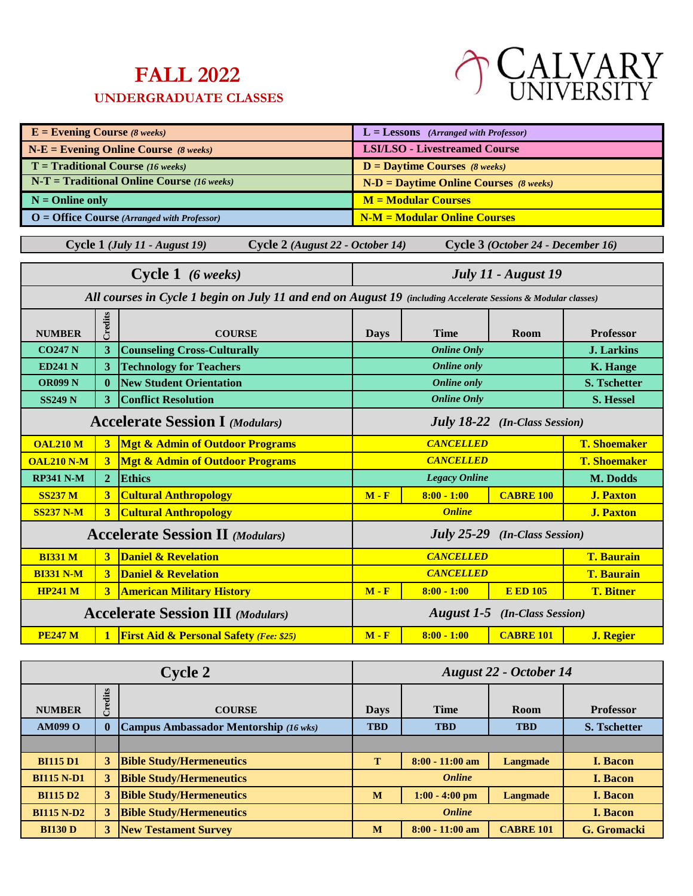# FALL 2022

## UNDERGRADUATE CLASSES

CALVARY UNIVERSITY

| | |
|---|---|
| **E = Evening Course** *(8 weeks)* | **L = Lessons** *(Arranged with Professor)* |
| **N-E = Evening Online Course** *(8 weeks)* | **LSI/LSO - Livestreamed Course** |
| **T = Traditional Course** *(16 weeks)* | **D = Daytime Courses** *(8 weeks)* |
| **N-T = Traditional Online Course** *(16 weeks)* | **N-D = Daytime Online Courses** *(8 weeks)* |
| **N = Online only** | **M = Modular Courses** |
| **O = Office Course** *(Arranged with Professor)* | **N-M = Modular Online Courses** |

**Cycle 1** *(July 11 - August 19)* **Cycle 2** *(August 22 - October 14)* **Cycle 3** *(October 24 - December 16)*

## Cycle 1 *(6 weeks)* — *July 11 - August 19*

*All courses in Cycle 1 begin on July 11 and end on August 19 (including Accelerate Sessions & Modular classes)*

| NUMBER | Credits | COURSE | Days | Time | Room | Professor |
|---|---|---|---|---|---|---|
| CO247 N | 3 | Counseling Cross-Culturally | *Online Only* | | | J. Larkins |
| ED241 N | 3 | Technology for Teachers | *Online only* | | | K. Hange |
| OR099 N | 0 | New Student Orientation | *Online only* | | | S. Tschetter |
| SS249 N | 3 | Conflict Resolution | *Online Only* | | | S. Hessel |
| **Accelerate Session I** *(Modulars)* | | | *July 18-22 (In-Class Session)* | | | |
| OAL210 M | 3 | Mgt & Admin of Outdoor Programs | *CANCELLED* | | | T. Shoemaker |
| OAL210 N-M | 3 | Mgt & Admin of Outdoor Programs | *CANCELLED* | | | T. Shoemaker |
| RP341 N-M | 2 | Ethics | *Legacy Online* | | | M. Dodds |
| SS237 M | 3 | Cultural Anthropology | M - F | 8:00 - 1:00 | CABRE 100 | J. Paxton |
| SS237 N-M | 3 | Cultural Anthropology | *Online* | | | J. Paxton |
| **Accelerate Session II** *(Modulars)* | | | *July 25-29 (In-Class Session)* | | | |
| BI331 M | 3 | Daniel & Revelation | *CANCELLED* | | | T. Baurain |
| BI331 N-M | 3 | Daniel & Revelation | *CANCELLED* | | | T. Baurain |
| HP241 M | 3 | American Military History | M - F | 8:00 - 1:00 | E ED 105 | T. Bitner |
| **Accelerate Session III** *(Modulars)* | | | *August 1-5 (In-Class Session)* | | | |
| PE247 M | 1 | First Aid & Personal Safety *(Fee: $25)* | M - F | 8:00 - 1:00 | CABRE 101 | J. Regier |

## Cycle 2 — *August 22 - October 14*

| NUMBER | Credits | COURSE | Days | Time | Room | Professor |
|---|---|---|---|---|---|---|
| AM099 O | 0 | Campus Ambassador Mentorship *(16 wks)* | TBD | TBD | TBD | S. Tschetter |
| | | | | | | |
| BI115 D1 | 3 | Bible Study/Hermeneutics | T | 8:00 - 11:00 am | Langmade | I. Bacon |
| BI115 N-D1 | 3 | Bible Study/Hermeneutics | *Online* | | | I. Bacon |
| BI115 D2 | 3 | Bible Study/Hermeneutics | M | 1:00 - 4:00 pm | Langmade | I. Bacon |
| BI115 N-D2 | 3 | Bible Study/Hermeneutics | *Online* | | | I. Bacon |
| BI130 D | 3 | New Testament Survey | M | 8:00 - 11:00 am | CABRE 101 | G. Gromacki |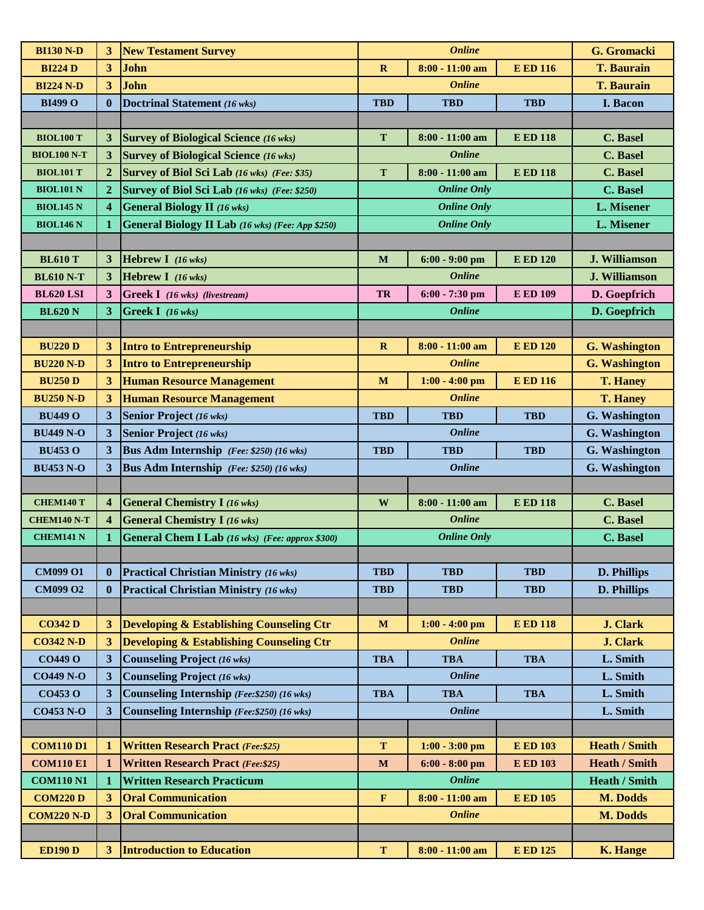| | | | | | | |
|---|---|---|---|---|---|---|
| **BI130 N-D** | **3** | **New Testament Survey** | ***Online*** | | | **G. Gromacki** |
| **BI224 D** | **3** | **John** | **R** | **8:00 - 11:00 am** | **E ED 116** | **T. Baurain** |
| **BI224 N-D** | **3** | **John** | ***Online*** | | | **T. Baurain** |
| **BI499 O** | **0** | **Doctrinal Statement** *(16 wks)* | **TBD** | **TBD** | **TBD** | **I. Bacon** |
| | | | | | | |
| **BIOL100 T** | **3** | **Survey of Biological Science** *(16 wks)* | **T** | **8:00 - 11:00 am** | **E ED 118** | **C. Basel** |
| **BIOL100 N-T** | **3** | **Survey of Biological Science** *(16 wks)* | ***Online*** | | | **C. Basel** |
| **BIOL101 T** | **2** | **Survey of Biol Sci Lab** *(16 wks) (Fee: $35)* | **T** | **8:00 - 11:00 am** | **E ED 118** | **C. Basel** |
| **BIOL101 N** | **2** | **Survey of Biol Sci Lab** *(16 wks) (Fee: $250)* | ***Online Only*** | | | **C. Basel** |
| **BIOL145 N** | **4** | **General Biology II** *(16 wks)* | ***Online Only*** | | | **L. Misener** |
| **BIOL146 N** | **1** | **General Biology II Lab** *(16 wks) (Fee: App $250)* | ***Online Only*** | | | **L. Misener** |
| | | | | | | |
| **BL610 T** | **3** | **Hebrew I** *(16 wks)* | **M** | **6:00 - 9:00 pm** | **E ED 120** | **J. Williamson** |
| **BL610 N-T** | **3** | **Hebrew I** *(16 wks)* | ***Online*** | | | **J. Williamson** |
| **BL620 LSI** | **3** | **Greek I** *(16 wks) (livestream)* | **TR** | **6:00 - 7:30 pm** | **E ED 109** | **D. Goepfrich** |
| **BL620 N** | **3** | **Greek I** *(16 wks)* | ***Online*** | | | **D. Goepfrich** |
| | | | | | | |
| **BU220 D** | **3** | **Intro to Entrepreneurship** | **R** | **8:00 - 11:00 am** | **E ED 120** | **G. Washington** |
| **BU220 N-D** | **3** | **Intro to Entrepreneurship** | ***Online*** | | | **G. Washington** |
| **BU250 D** | **3** | **Human Resource Management** | **M** | **1:00 - 4:00 pm** | **E ED 116** | **T. Haney** |
| **BU250 N-D** | **3** | **Human Resource Management** | ***Online*** | | | **T. Haney** |
| **BU449 O** | **3** | **Senior Project** *(16 wks)* | **TBD** | **TBD** | **TBD** | **G. Washington** |
| **BU449 N-O** | **3** | **Senior Project** *(16 wks)* | ***Online*** | | | **G. Washington** |
| **BU453 O** | **3** | **Bus Adm Internship** *(Fee: $250) (16 wks)* | **TBD** | **TBD** | **TBD** | **G. Washington** |
| **BU453 N-O** | **3** | **Bus Adm Internship** *(Fee: $250) (16 wks)* | ***Online*** | | | **G. Washington** |
| | | | | | | |
| **CHEM140 T** | **4** | **General Chemistry I** *(16 wks)* | **W** | **8:00 - 11:00 am** | **E ED 118** | **C. Basel** |
| **CHEM140 N-T** | **4** | **General Chemistry I** *(16 wks)* | ***Online*** | | | **C. Basel** |
| **CHEM141 N** | **1** | **General Chem I Lab** *(16 wks) (Fee: approx $300)* | ***Online Only*** | | | **C. Basel** |
| | | | | | | |
| **CM099 O1** | **0** | **Practical Christian Ministry** *(16 wks)* | **TBD** | **TBD** | **TBD** | **D. Phillips** |
| **CM099 O2** | **0** | **Practical Christian Ministry** *(16 wks)* | **TBD** | **TBD** | **TBD** | **D. Phillips** |
| | | | | | | |
| **CO342 D** | **3** | **Developing & Establishing Counseling Ctr** | **M** | **1:00 - 4:00 pm** | **E ED 118** | **J. Clark** |
| **CO342 N-D** | **3** | **Developing & Establishing Counseling Ctr** | ***Online*** | | | **J. Clark** |
| **CO449 O** | **3** | **Counseling Project** *(16 wks)* | **TBA** | **TBA** | **TBA** | **L. Smith** |
| **CO449 N-O** | **3** | **Counseling Project** *(16 wks)* | ***Online*** | | | **L. Smith** |
| **CO453 O** | **3** | **Counseling Internship** *(Fee:$250) (16 wks)* | **TBA** | **TBA** | **TBA** | **L. Smith** |
| **CO453 N-O** | **3** | **Counseling Internship** *(Fee:$250) (16 wks)* | ***Online*** | | | **L. Smith** |
| | | | | | | |
| **COM110 D1** | **1** | **Written Research Pract** *(Fee:$25)* | **T** | **1:00 - 3:00 pm** | **E ED 103** | **Heath / Smith** |
| **COM110 E1** | **1** | **Written Research Pract** *(Fee:$25)* | **M** | **6:00 - 8:00 pm** | **E ED 103** | **Heath / Smith** |
| **COM110 N1** | **1** | **Written Research Practicum** | ***Online*** | | | **Heath / Smith** |
| **COM220 D** | **3** | **Oral Communication** | **F** | **8:00 - 11:00 am** | **E ED 105** | **M. Dodds** |
| **COM220 N-D** | **3** | **Oral Communication** | ***Online*** | | | **M. Dodds** |
| | | | | | | |
| **ED190 D** | **3** | **Introduction to Education** | **T** | **8:00 - 11:00 am** | **E ED 125** | **K. Hange** |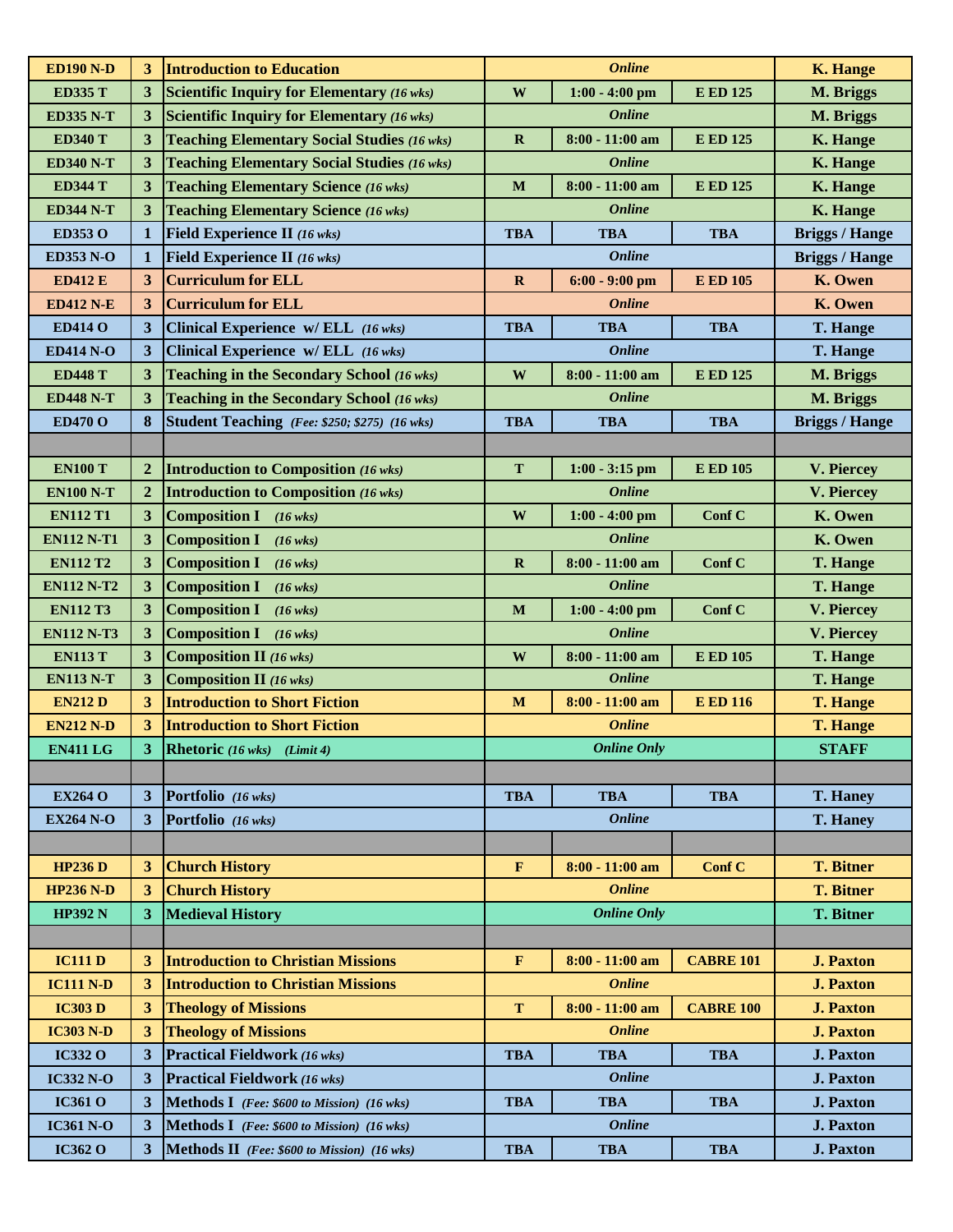| Course | Cr | Title | Day | Time | Room | Instructor |
|---|---|---|---|---|---|---|
| ED190 N-D | 3 | Introduction to Education | Online | | | K. Hange |
| ED335 T | 3 | Scientific Inquiry for Elementary *(16 wks)* | W | 1:00 - 4:00 pm | E ED 125 | M. Briggs |
| ED335 N-T | 3 | Scientific Inquiry for Elementary *(16 wks)* | Online | | | M. Briggs |
| ED340 T | 3 | Teaching Elementary Social Studies *(16 wks)* | R | 8:00 - 11:00 am | E ED 125 | K. Hange |
| ED340 N-T | 3 | Teaching Elementary Social Studies *(16 wks)* | Online | | | K. Hange |
| ED344 T | 3 | Teaching Elementary Science *(16 wks)* | M | 8:00 - 11:00 am | E ED 125 | K. Hange |
| ED344 N-T | 3 | Teaching Elementary Science *(16 wks)* | Online | | | K. Hange |
| ED353 O | 1 | Field Experience II *(16 wks)* | TBA | TBA | TBA | Briggs / Hange |
| ED353 N-O | 1 | Field Experience II *(16 wks)* | Online | | | Briggs / Hange |
| ED412 E | 3 | Curriculum for ELL | R | 6:00 - 9:00 pm | E ED 105 | K. Owen |
| ED412 N-E | 3 | Curriculum for ELL | Online | | | K. Owen |
| ED414 O | 3 | Clinical Experience w/ ELL *(16 wks)* | TBA | TBA | TBA | T. Hange |
| ED414 N-O | 3 | Clinical Experience w/ ELL *(16 wks)* | Online | | | T. Hange |
| ED448 T | 3 | Teaching in the Secondary School *(16 wks)* | W | 8:00 - 11:00 am | E ED 125 | M. Briggs |
| ED448 N-T | 3 | Teaching in the Secondary School *(16 wks)* | Online | | | M. Briggs |
| ED470 O | 8 | Student Teaching *(Fee: $250; $275) (16 wks)* | TBA | TBA | TBA | Briggs / Hange |
| | | | | | | |
| EN100 T | 2 | Introduction to Composition *(16 wks)* | T | 1:00 - 3:15 pm | E ED 105 | V. Piercey |
| EN100 N-T | 2 | Introduction to Composition *(16 wks)* | Online | | | V. Piercey |
| EN112 T1 | 3 | Composition I *(16 wks)* | W | 1:00 - 4:00 pm | Conf C | K. Owen |
| EN112 N-T1 | 3 | Composition I *(16 wks)* | Online | | | K. Owen |
| EN112 T2 | 3 | Composition I *(16 wks)* | R | 8:00 - 11:00 am | Conf C | T. Hange |
| EN112 N-T2 | 3 | Composition I *(16 wks)* | Online | | | T. Hange |
| EN112 T3 | 3 | Composition I *(16 wks)* | M | 1:00 - 4:00 pm | Conf C | V. Piercey |
| EN112 N-T3 | 3 | Composition I *(16 wks)* | Online | | | V. Piercey |
| EN113 T | 3 | Composition II *(16 wks)* | W | 8:00 - 11:00 am | E ED 105 | T. Hange |
| EN113 N-T | 3 | Composition II *(16 wks)* | Online | | | T. Hange |
| EN212 D | 3 | Introduction to Short Fiction | M | 8:00 - 11:00 am | E ED 116 | T. Hange |
| EN212 N-D | 3 | Introduction to Short Fiction | Online | | | T. Hange |
| EN411 LG | 3 | Rhetoric *(16 wks) (Limit 4)* | Online Only | | | STAFF |
| | | | | | | |
| EX264 O | 3 | Portfolio *(16 wks)* | TBA | TBA | TBA | T. Haney |
| EX264 N-O | 3 | Portfolio *(16 wks)* | Online | | | T. Haney |
| | | | | | | |
| HP236 D | 3 | Church History | F | 8:00 - 11:00 am | Conf C | T. Bitner |
| HP236 N-D | 3 | Church History | Online | | | T. Bitner |
| HP392 N | 3 | Medieval History | Online Only | | | T. Bitner |
| | | | | | | |
| IC111 D | 3 | Introduction to Christian Missions | F | 8:00 - 11:00 am | CABRE 101 | J. Paxton |
| IC111 N-D | 3 | Introduction to Christian Missions | Online | | | J. Paxton |
| IC303 D | 3 | Theology of Missions | T | 8:00 - 11:00 am | CABRE 100 | J. Paxton |
| IC303 N-D | 3 | Theology of Missions | Online | | | J. Paxton |
| IC332 O | 3 | Practical Fieldwork *(16 wks)* | TBA | TBA | TBA | J. Paxton |
| IC332 N-O | 3 | Practical Fieldwork *(16 wks)* | Online | | | J. Paxton |
| IC361 O | 3 | Methods I *(Fee: $600 to Mission) (16 wks)* | TBA | TBA | TBA | J. Paxton |
| IC361 N-O | 3 | Methods I *(Fee: $600 to Mission) (16 wks)* | Online | | | J. Paxton |
| IC362 O | 3 | Methods II *(Fee: $600 to Mission) (16 wks)* | TBA | TBA | TBA | J. Paxton |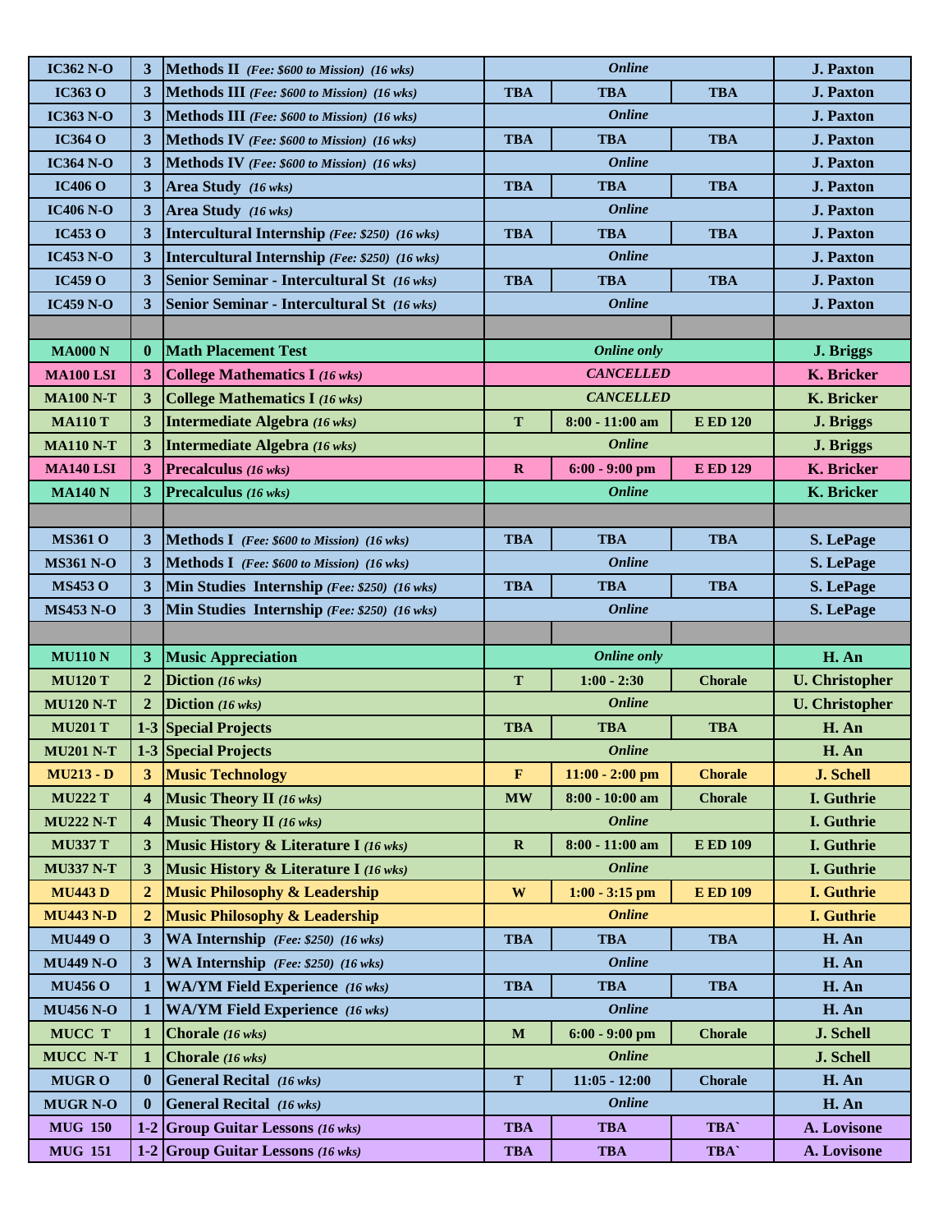| | | | | | | |
|---|---|---|---|---|---|---|
| **IC362 N-O** | **3** | **Methods II** *(Fee: $600 to Mission) (16 wks)* | | ***Online*** | | **J. Paxton** |
| **IC363 O** | **3** | **Methods III** *(Fee: $600 to Mission) (16 wks)* | **TBA** | **TBA** | **TBA** | **J. Paxton** |
| **IC363 N-O** | **3** | **Methods III** *(Fee: $600 to Mission) (16 wks)* | | ***Online*** | | **J. Paxton** |
| **IC364 O** | **3** | **Methods IV** *(Fee: $600 to Mission) (16 wks)* | **TBA** | **TBA** | **TBA** | **J. Paxton** |
| **IC364 N-O** | **3** | **Methods IV** *(Fee: $600 to Mission) (16 wks)* | | ***Online*** | | **J. Paxton** |
| **IC406 O** | **3** | **Area Study** *(16 wks)* | **TBA** | **TBA** | **TBA** | **J. Paxton** |
| **IC406 N-O** | **3** | **Area Study** *(16 wks)* | | ***Online*** | | **J. Paxton** |
| **IC453 O** | **3** | **Intercultural Internship** *(Fee: $250) (16 wks)* | **TBA** | **TBA** | **TBA** | **J. Paxton** |
| **IC453 N-O** | **3** | **Intercultural Internship** *(Fee: $250) (16 wks)* | | ***Online*** | | **J. Paxton** |
| **IC459 O** | **3** | **Senior Seminar - Intercultural St** *(16 wks)* | **TBA** | **TBA** | **TBA** | **J. Paxton** |
| **IC459 N-O** | **3** | **Senior Seminar - Intercultural St** *(16 wks)* | | ***Online*** | | **J. Paxton** |
| | | | | | | |
| **MA000 N** | **0** | **Math Placement Test** | | ***Online only*** | | **J. Briggs** |
| **MA100 LSI** | **3** | **College Mathematics I** *(16 wks)* | | ***CANCELLED*** | | **K. Bricker** |
| **MA100 N-T** | **3** | **College Mathematics I** *(16 wks)* | | ***CANCELLED*** | | **K. Bricker** |
| **MA110 T** | **3** | **Intermediate Algebra** *(16 wks)* | **T** | **8:00 - 11:00 am** | **E ED 120** | **J. Briggs** |
| **MA110 N-T** | **3** | **Intermediate Algebra** *(16 wks)* | | ***Online*** | | **J. Briggs** |
| **MA140 LSI** | **3** | **Precalculus** *(16 wks)* | **R** | **6:00 - 9:00 pm** | **E ED 129** | **K. Bricker** |
| **MA140 N** | **3** | **Precalculus** *(16 wks)* | | ***Online*** | | **K. Bricker** |
| | | | | | | |
| **MS361 O** | **3** | **Methods I** *(Fee: $600 to Mission) (16 wks)* | **TBA** | **TBA** | **TBA** | **S. LePage** |
| **MS361 N-O** | **3** | **Methods I** *(Fee: $600 to Mission) (16 wks)* | | ***Online*** | | **S. LePage** |
| **MS453 O** | **3** | **Min Studies Internship** *(Fee: $250) (16 wks)* | **TBA** | **TBA** | **TBA** | **S. LePage** |
| **MS453 N-O** | **3** | **Min Studies Internship** *(Fee: $250) (16 wks)* | | ***Online*** | | **S. LePage** |
| | | | | | | |
| **MU110 N** | **3** | **Music Appreciation** | | ***Online only*** | | **H. An** |
| **MU120 T** | **2** | **Diction** *(16 wks)* | **T** | **1:00 - 2:30** | **Chorale** | **U. Christopher** |
| **MU120 N-T** | **2** | **Diction** *(16 wks)* | | ***Online*** | | **U. Christopher** |
| **MU201 T** | **1-3** | **Special Projects** | **TBA** | **TBA** | **TBA** | **H. An** |
| **MU201 N-T** | **1-3** | **Special Projects** | | ***Online*** | | **H. An** |
| **MU213 - D** | **3** | **Music Technology** | **F** | **11:00 - 2:00 pm** | **Chorale** | **J. Schell** |
| **MU222 T** | **4** | **Music Theory II** *(16 wks)* | **MW** | **8:00 - 10:00 am** | **Chorale** | **I. Guthrie** |
| **MU222 N-T** | **4** | **Music Theory II** *(16 wks)* | | ***Online*** | | **I. Guthrie** |
| **MU337 T** | **3** | **Music History & Literature I** *(16 wks)* | **R** | **8:00 - 11:00 am** | **E ED 109** | **I. Guthrie** |
| **MU337 N-T** | **3** | **Music History & Literature I** *(16 wks)* | | ***Online*** | | **I. Guthrie** |
| **MU443 D** | **2** | **Music Philosophy & Leadership** | **W** | **1:00 - 3:15 pm** | **E ED 109** | **I. Guthrie** |
| **MU443 N-D** | **2** | **Music Philosophy & Leadership** | | ***Online*** | | **I. Guthrie** |
| **MU449 O** | **3** | **WA Internship** *(Fee: $250) (16 wks)* | **TBA** | **TBA** | **TBA** | **H. An** |
| **MU449 N-O** | **3** | **WA Internship** *(Fee: $250) (16 wks)* | | ***Online*** | | **H. An** |
| **MU456 O** | **1** | **WA/YM Field Experience** *(16 wks)* | **TBA** | **TBA** | **TBA** | **H. An** |
| **MU456 N-O** | **1** | **WA/YM Field Experience** *(16 wks)* | | ***Online*** | | **H. An** |
| **MUCC T** | **1** | **Chorale** *(16 wks)* | **M** | **6:00 - 9:00 pm** | **Chorale** | **J. Schell** |
| **MUCC N-T** | **1** | **Chorale** *(16 wks)* | | ***Online*** | | **J. Schell** |
| **MUGR O** | **0** | **General Recital** *(16 wks)* | **T** | **11:05 - 12:00** | **Chorale** | **H. An** |
| **MUGR N-O** | **0** | **General Recital** *(16 wks)* | | ***Online*** | | **H. An** |
| **MUG 150** | **1-2** | **Group Guitar Lessons** *(16 wks)* | **TBA** | **TBA** | **TBA`** | **A. Lovisone** |
| **MUG 151** | **1-2** | **Group Guitar Lessons** *(16 wks)* | **TBA** | **TBA** | **TBA`** | **A. Lovisone** |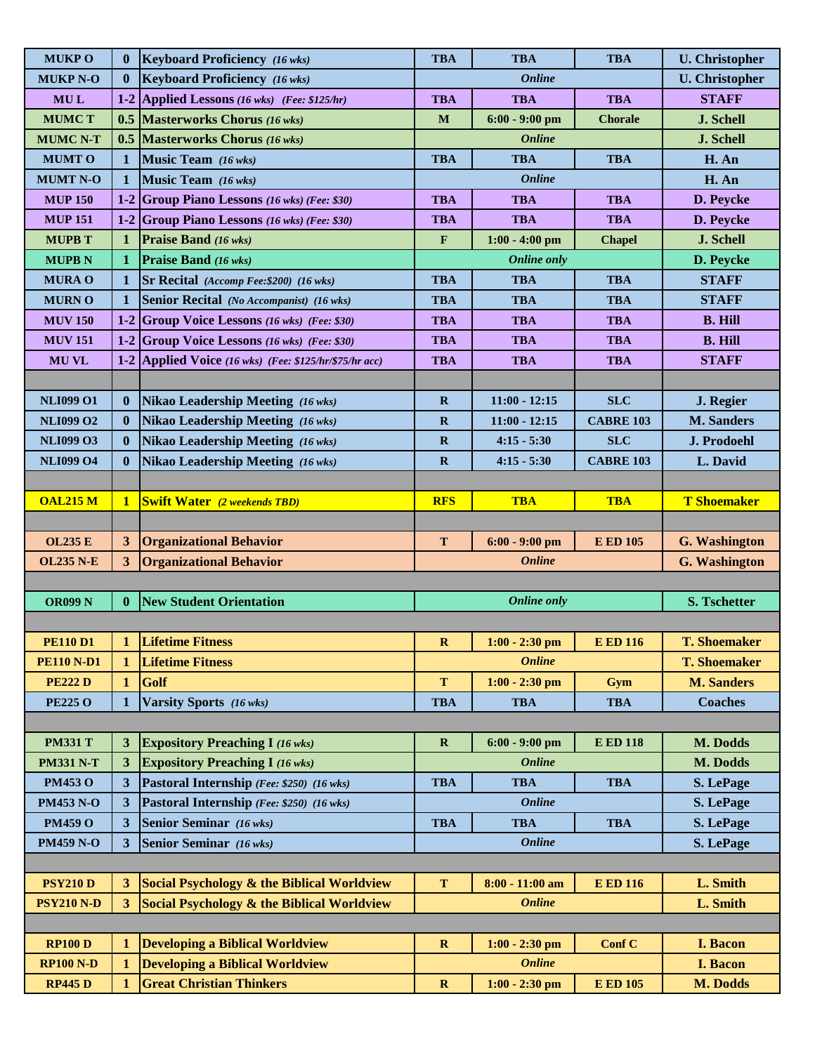| | | | | | | |
|---|---|---|---|---|---|---|
| **MUKP O** | **0** | **Keyboard Proficiency** *(16 wks)* | **TBA** | **TBA** | **TBA** | **U. Christopher** |
| **MUKP N-O** | **0** | **Keyboard Proficiency** *(16 wks)* | | ***Online*** | | **U. Christopher** |
| **MU L** | **1-2** | **Applied Lessons** *(16 wks) (Fee: $125/hr)* | **TBA** | **TBA** | **TBA** | **STAFF** |
| **MUMC T** | **0.5** | **Masterworks Chorus** *(16 wks)* | **M** | **6:00 - 9:00 pm** | **Chorale** | **J. Schell** |
| **MUMC N-T** | **0.5** | **Masterworks Chorus** *(16 wks)* | | ***Online*** | | **J. Schell** |
| **MUMT O** | **1** | **Music Team** *(16 wks)* | **TBA** | **TBA** | **TBA** | **H. An** |
| **MUMT N-O** | **1** | **Music Team** *(16 wks)* | | ***Online*** | | **H. An** |
| **MUP 150** | **1-2** | **Group Piano Lessons** *(16 wks) (Fee: $30)* | **TBA** | **TBA** | **TBA** | **D. Peycke** |
| **MUP 151** | **1-2** | **Group Piano Lessons** *(16 wks) (Fee: $30)* | **TBA** | **TBA** | **TBA** | **D. Peycke** |
| **MUPB T** | **1** | **Praise Band** *(16 wks)* | **F** | **1:00 - 4:00 pm** | **Chapel** | **J. Schell** |
| **MUPB N** | **1** | **Praise Band** *(16 wks)* | | ***Online only*** | | **D. Peycke** |
| **MURA O** | **1** | **Sr Recital** *(Accomp Fee:$200) (16 wks)* | **TBA** | **TBA** | **TBA** | **STAFF** |
| **MURN O** | **1** | **Senior Recital** *(No Accompanist) (16 wks)* | **TBA** | **TBA** | **TBA** | **STAFF** |
| **MUV 150** | **1-2** | **Group Voice Lessons** *(16 wks) (Fee: $30)* | **TBA** | **TBA** | **TBA** | **B. Hill** |
| **MUV 151** | **1-2** | **Group Voice Lessons** *(16 wks) (Fee: $30)* | **TBA** | **TBA** | **TBA** | **B. Hill** |
| **MU VL** | **1-2** | **Applied Voice** *(16 wks) (Fee: $125/hr/$75/hr acc)* | **TBA** | **TBA** | **TBA** | **STAFF** |
| | | | | | | |
| **NLI099 O1** | **0** | **Nikao Leadership Meeting** *(16 wks)* | **R** | **11:00 - 12:15** | **SLC** | **J. Regier** |
| **NLI099 O2** | **0** | **Nikao Leadership Meeting** *(16 wks)* | **R** | **11:00 - 12:15** | **CABRE 103** | **M. Sanders** |
| **NLI099 O3** | **0** | **Nikao Leadership Meeting** *(16 wks)* | **R** | **4:15 - 5:30** | **SLC** | **J. Prodoehl** |
| **NLI099 O4** | **0** | **Nikao Leadership Meeting** *(16 wks)* | **R** | **4:15 - 5:30** | **CABRE 103** | **L. David** |
| | | | | | | |
| **OAL215 M** | **1** | **Swift Water** *(2 weekends TBD)* | **RFS** | **TBA** | **TBA** | **T Shoemaker** |
| | | | | | | |
| **OL235 E** | **3** | **Organizational Behavior** | **T** | **6:00 - 9:00 pm** | **E ED 105** | **G. Washington** |
| **OL235 N-E** | **3** | **Organizational Behavior** | | ***Online*** | | **G. Washington** |
| | | | | | | |
| **OR099 N** | **0** | **New Student Orientation** | | ***Online only*** | | **S. Tschetter** |
| | | | | | | |
| **PE110 D1** | **1** | **Lifetime Fitness** | **R** | **1:00 - 2:30 pm** | **E ED 116** | **T. Shoemaker** |
| **PE110 N-D1** | **1** | **Lifetime Fitness** | | ***Online*** | | **T. Shoemaker** |
| **PE222 D** | **1** | **Golf** | **T** | **1:00 - 2:30 pm** | **Gym** | **M. Sanders** |
| **PE225 O** | **1** | **Varsity Sports** *(16 wks)* | **TBA** | **TBA** | **TBA** | **Coaches** |
| | | | | | | |
| **PM331 T** | **3** | **Expository Preaching I** *(16 wks)* | **R** | **6:00 - 9:00 pm** | **E ED 118** | **M. Dodds** |
| **PM331 N-T** | **3** | **Expository Preaching I** *(16 wks)* | | ***Online*** | | **M. Dodds** |
| **PM453 O** | **3** | **Pastoral Internship** *(Fee: $250) (16 wks)* | **TBA** | **TBA** | **TBA** | **S. LePage** |
| **PM453 N-O** | **3** | **Pastoral Internship** *(Fee: $250) (16 wks)* | | ***Online*** | | **S. LePage** |
| **PM459 O** | **3** | **Senior Seminar** *(16 wks)* | **TBA** | **TBA** | **TBA** | **S. LePage** |
| **PM459 N-O** | **3** | **Senior Seminar** *(16 wks)* | | ***Online*** | | **S. LePage** |
| | | | | | | |
| **PSY210 D** | **3** | **Social Psychology & the Biblical Worldview** | **T** | **8:00 - 11:00 am** | **E ED 116** | **L. Smith** |
| **PSY210 N-D** | **3** | **Social Psychology & the Biblical Worldview** | | ***Online*** | | **L. Smith** |
| | | | | | | |
| **RP100 D** | **1** | **Developing a Biblical Worldview** | **R** | **1:00 - 2:30 pm** | **Conf C** | **I. Bacon** |
| **RP100 N-D** | **1** | **Developing a Biblical Worldview** | | ***Online*** | | **I. Bacon** |
| **RP445 D** | **1** | **Great Christian Thinkers** | **R** | **1:00 - 2:30 pm** | **E ED 105** | **M. Dodds** |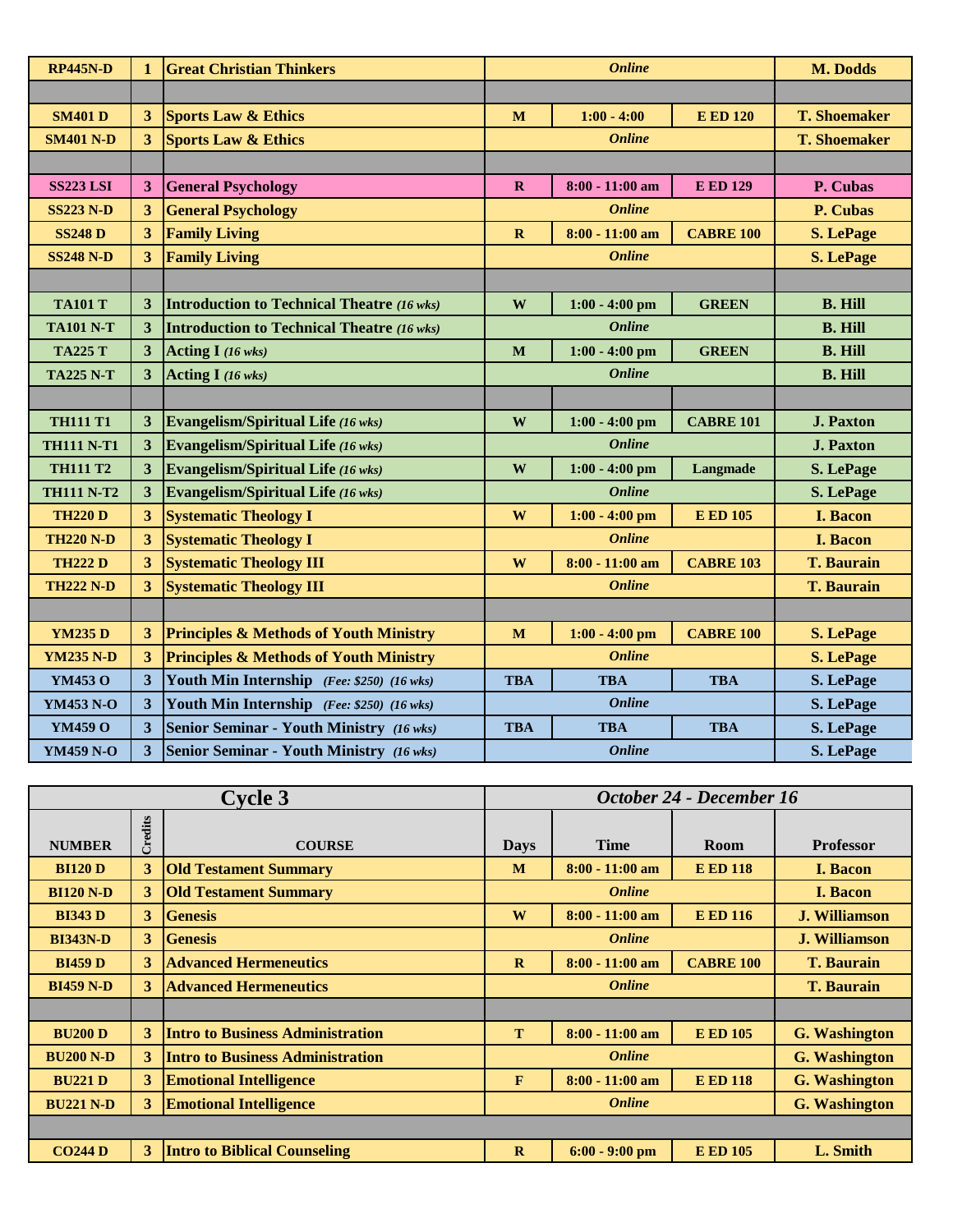| | | | | | | |
|---|---|---|---|---|---|---|
| **RP445N-D** | **1** | **Great Christian Thinkers** | ***Online*** | | | **M. Dodds** |
| | | | | | | |
| **SM401 D** | **3** | **Sports Law & Ethics** | **M** | **1:00 - 4:00** | **E ED 120** | **T. Shoemaker** |
| **SM401 N-D** | **3** | **Sports Law & Ethics** | ***Online*** | | | **T. Shoemaker** |
| | | | | | | |
| **SS223 LSI** | **3** | **General Psychology** | **R** | **8:00 - 11:00 am** | **E ED 129** | **P. Cubas** |
| **SS223 N-D** | **3** | **General Psychology** | ***Online*** | | | **P. Cubas** |
| **SS248 D** | **3** | **Family Living** | **R** | **8:00 - 11:00 am** | **CABRE 100** | **S. LePage** |
| **SS248 N-D** | **3** | **Family Living** | ***Online*** | | | **S. LePage** |
| | | | | | | |
| **TA101 T** | **3** | **Introduction to Technical Theatre** ***(16 wks)*** | **W** | **1:00 - 4:00 pm** | **GREEN** | **B. Hill** |
| **TA101 N-T** | **3** | **Introduction to Technical Theatre** ***(16 wks)*** | ***Online*** | | | **B. Hill** |
| **TA225 T** | **3** | **Acting I** ***(16 wks)*** | **M** | **1:00 - 4:00 pm** | **GREEN** | **B. Hill** |
| **TA225 N-T** | **3** | **Acting I** ***(16 wks)*** | ***Online*** | | | **B. Hill** |
| | | | | | | |
| **TH111 T1** | **3** | **Evangelism/Spiritual Life** ***(16 wks)*** | **W** | **1:00 - 4:00 pm** | **CABRE 101** | **J. Paxton** |
| **TH111 N-T1** | **3** | **Evangelism/Spiritual Life** ***(16 wks)*** | ***Online*** | | | **J. Paxton** |
| **TH111 T2** | **3** | **Evangelism/Spiritual Life** ***(16 wks)*** | **W** | **1:00 - 4:00 pm** | **Langmade** | **S. LePage** |
| **TH111 N-T2** | **3** | **Evangelism/Spiritual Life** ***(16 wks)*** | ***Online*** | | | **S. LePage** |
| **TH220 D** | **3** | **Systematic Theology I** | **W** | **1:00 - 4:00 pm** | **E ED 105** | **I. Bacon** |
| **TH220 N-D** | **3** | **Systematic Theology I** | ***Online*** | | | **I. Bacon** |
| **TH222 D** | **3** | **Systematic Theology III** | **W** | **8:00 - 11:00 am** | **CABRE 103** | **T. Baurain** |
| **TH222 N-D** | **3** | **Systematic Theology III** | ***Online*** | | | **T. Baurain** |
| | | | | | | |
| **YM235 D** | **3** | **Principles & Methods of Youth Ministry** | **M** | **1:00 - 4:00 pm** | **CABRE 100** | **S. LePage** |
| **YM235 N-D** | **3** | **Principles & Methods of Youth Ministry** | ***Online*** | | | **S. LePage** |
| **YM453 O** | **3** | **Youth Min Internship** ***(Fee: $250) (16 wks)*** | **TBA** | **TBA** | **TBA** | **S. LePage** |
| **YM453 N-O** | **3** | **Youth Min Internship** ***(Fee: $250) (16 wks)*** | ***Online*** | | | **S. LePage** |
| **YM459 O** | **3** | **Senior Seminar - Youth Ministry** ***(16 wks)*** | **TBA** | **TBA** | **TBA** | **S. LePage** |
| **YM459 N-O** | **3** | **Senior Seminar - Youth Ministry** ***(16 wks)*** | ***Online*** | | | **S. LePage** |

| **Cycle 3** | | | ***October 24 - December 16*** | | | |
|---|---|---|---|---|---|---|
| **NUMBER** | **Credits** | **COURSE** | **Days** | **Time** | **Room** | **Professor** |
| **BI120 D** | **3** | **Old Testament Summary** | **M** | **8:00 - 11:00 am** | **E ED 118** | **I. Bacon** |
| **BI120 N-D** | **3** | **Old Testament Summary** | ***Online*** | | | **I. Bacon** |
| **BI343 D** | **3** | **Genesis** | **W** | **8:00 - 11:00 am** | **E ED 116** | **J. Williamson** |
| **BI343N-D** | **3** | **Genesis** | ***Online*** | | | **J. Williamson** |
| **BI459 D** | **3** | **Advanced Hermeneutics** | **R** | **8:00 - 11:00 am** | **CABRE 100** | **T. Baurain** |
| **BI459 N-D** | **3** | **Advanced Hermeneutics** | ***Online*** | | | **T. Baurain** |
| | | | | | | |
| **BU200 D** | **3** | **Intro to Business Administration** | **T** | **8:00 - 11:00 am** | **E ED 105** | **G. Washington** |
| **BU200 N-D** | **3** | **Intro to Business Administration** | ***Online*** | | | **G. Washington** |
| **BU221 D** | **3** | **Emotional Intelligence** | **F** | **8:00 - 11:00 am** | **E ED 118** | **G. Washington** |
| **BU221 N-D** | **3** | **Emotional Intelligence** | ***Online*** | | | **G. Washington** |
| | | | | | | |
| **CO244 D** | **3** | **Intro to Biblical Counseling** | **R** | **6:00 - 9:00 pm** | **E ED 105** | **L. Smith** |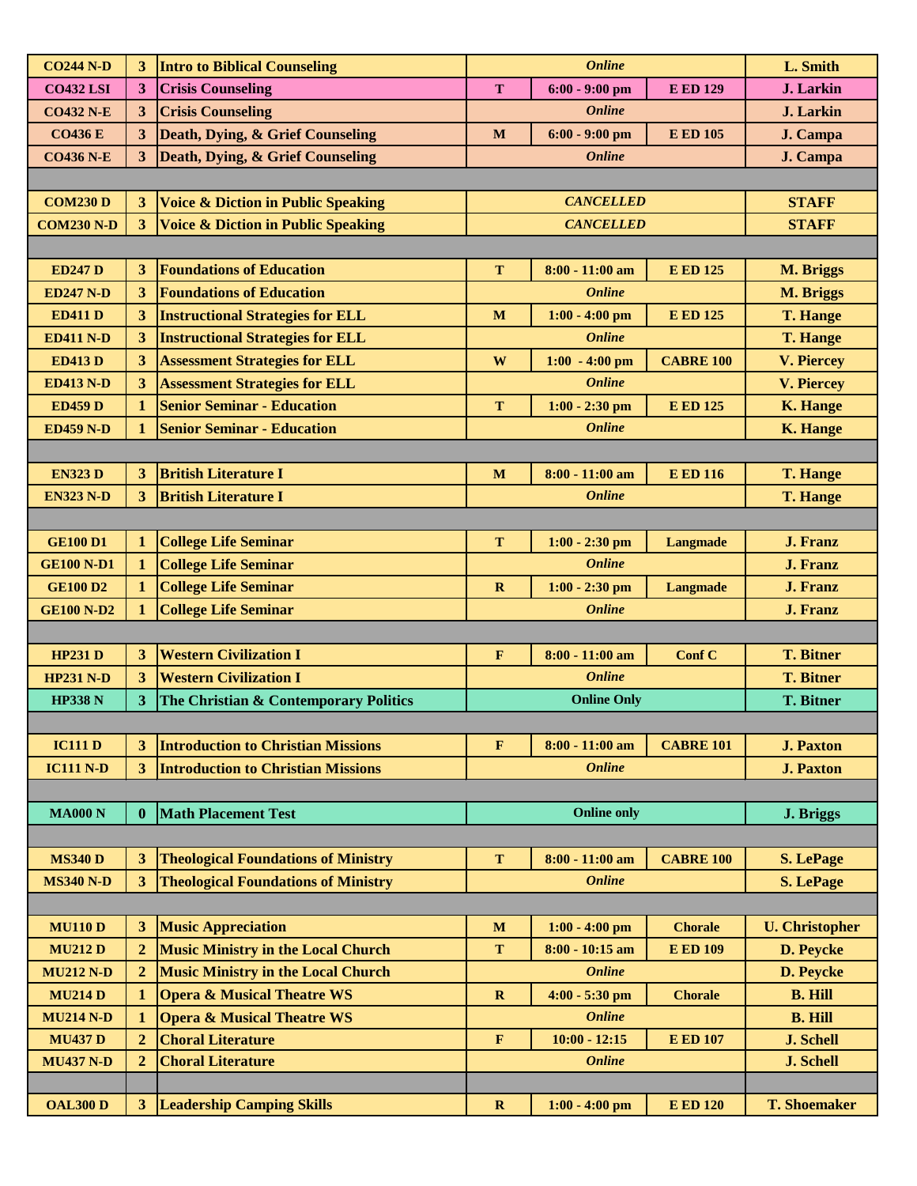| | | | | | | |
|---|---|---|---|---|---|---|
| **CO244 N-D** | **3** | **Intro to Biblical Counseling** | | ***Online*** | | **L. Smith** |
| **CO432 LSI** | **3** | **Crisis Counseling** | **T** | **6:00 - 9:00 pm** | **E ED 129** | **J. Larkin** |
| **CO432 N-E** | **3** | **Crisis Counseling** | | ***Online*** | | **J. Larkin** |
| **CO436 E** | **3** | **Death, Dying, & Grief Counseling** | **M** | **6:00 - 9:00 pm** | **E ED 105** | **J. Campa** |
| **CO436 N-E** | **3** | **Death, Dying, & Grief Counseling** | | ***Online*** | | **J. Campa** |
| | | | | | | |
| **COM230 D** | **3** | **Voice & Diction in Public Speaking** | | ***CANCELLED*** | | **STAFF** |
| **COM230 N-D** | **3** | **Voice & Diction in Public Speaking** | | ***CANCELLED*** | | **STAFF** |
| | | | | | | |
| **ED247 D** | **3** | **Foundations of Education** | **T** | **8:00 - 11:00 am** | **E ED 125** | **M. Briggs** |
| **ED247 N-D** | **3** | **Foundations of Education** | | ***Online*** | | **M. Briggs** |
| **ED411 D** | **3** | **Instructional Strategies for ELL** | **M** | **1:00 - 4:00 pm** | **E ED 125** | **T. Hange** |
| **ED411 N-D** | **3** | **Instructional Strategies for ELL** | | ***Online*** | | **T. Hange** |
| **ED413 D** | **3** | **Assessment Strategies for ELL** | **W** | **1:00 - 4:00 pm** | **CABRE 100** | **V. Piercey** |
| **ED413 N-D** | **3** | **Assessment Strategies for ELL** | | ***Online*** | | **V. Piercey** |
| **ED459 D** | **1** | **Senior Seminar - Education** | **T** | **1:00 - 2:30 pm** | **E ED 125** | **K. Hange** |
| **ED459 N-D** | **1** | **Senior Seminar - Education** | | ***Online*** | | **K. Hange** |
| | | | | | | |
| **EN323 D** | **3** | **British Literature I** | **M** | **8:00 - 11:00 am** | **E ED 116** | **T. Hange** |
| **EN323 N-D** | **3** | **British Literature I** | | ***Online*** | | **T. Hange** |
| | | | | | | |
| **GE100 D1** | **1** | **College Life Seminar** | **T** | **1:00 - 2:30 pm** | **Langmade** | **J. Franz** |
| **GE100 N-D1** | **1** | **College Life Seminar** | | ***Online*** | | **J. Franz** |
| **GE100 D2** | **1** | **College Life Seminar** | **R** | **1:00 - 2:30 pm** | **Langmade** | **J. Franz** |
| **GE100 N-D2** | **1** | **College Life Seminar** | | ***Online*** | | **J. Franz** |
| | | | | | | |
| **HP231 D** | **3** | **Western Civilization I** | **F** | **8:00 - 11:00 am** | **Conf C** | **T. Bitner** |
| **HP231 N-D** | **3** | **Western Civilization I** | | ***Online*** | | **T. Bitner** |
| **HP338 N** | **3** | **The Christian & Contemporary Politics** | | **Online Only** | | **T. Bitner** |
| | | | | | | |
| **IC111 D** | **3** | **Introduction to Christian Missions** | **F** | **8:00 - 11:00 am** | **CABRE 101** | **J. Paxton** |
| **IC111 N-D** | **3** | **Introduction to Christian Missions** | | ***Online*** | | **J. Paxton** |
| | | | | | | |
| **MA000 N** | **0** | **Math Placement Test** | | **Online only** | | **J. Briggs** |
| | | | | | | |
| **MS340 D** | **3** | **Theological Foundations of Ministry** | **T** | **8:00 - 11:00 am** | **CABRE 100** | **S. LePage** |
| **MS340 N-D** | **3** | **Theological Foundations of Ministry** | | ***Online*** | | **S. LePage** |
| | | | | | | |
| **MU110 D** | **3** | **Music Appreciation** | **M** | **1:00 - 4:00 pm** | **Chorale** | **U. Christopher** |
| **MU212 D** | **2** | **Music Ministry in the Local Church** | **T** | **8:00 - 10:15 am** | **E ED 109** | **D. Peycke** |
| **MU212 N-D** | **2** | **Music Ministry in the Local Church** | | ***Online*** | | **D. Peycke** |
| **MU214 D** | **1** | **Opera & Musical Theatre WS** | **R** | **4:00 - 5:30 pm** | **Chorale** | **B. Hill** |
| **MU214 N-D** | **1** | **Opera & Musical Theatre WS** | | ***Online*** | | **B. Hill** |
| **MU437 D** | **2** | **Choral Literature** | **F** | **10:00 - 12:15** | **E ED 107** | **J. Schell** |
| **MU437 N-D** | **2** | **Choral Literature** | | ***Online*** | | **J. Schell** |
| | | | | | | |
| **OAL300 D** | **3** | **Leadership Camping Skills** | **R** | **1:00 - 4:00 pm** | **E ED 120** | **T. Shoemaker** |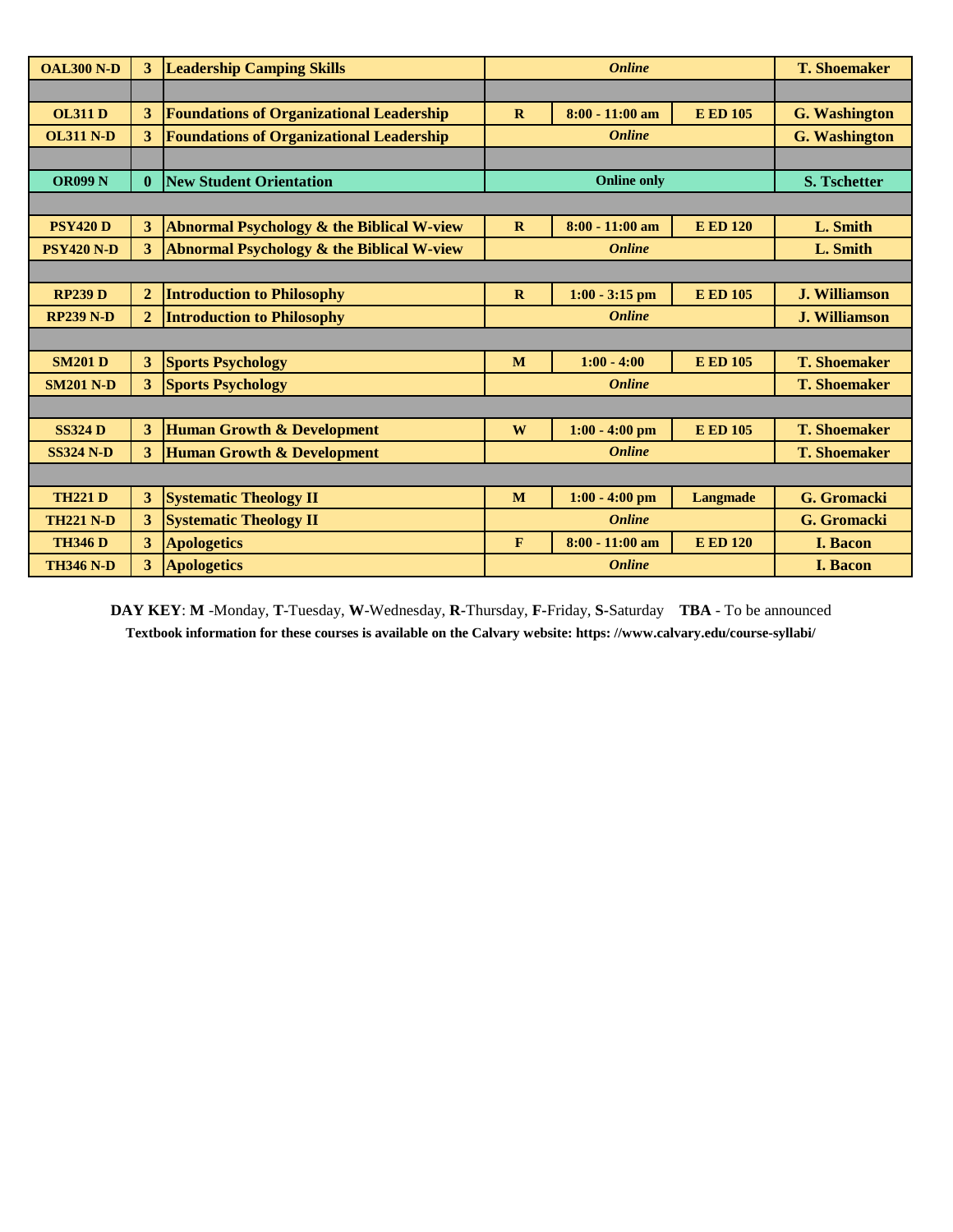| | | | | | | |
|---|---|---|---|---|---|---|
| **OAL300 N-D** | **3** | **Leadership Camping Skills** | ***Online*** | | | **T. Shoemaker** |
| | | | | | | |
| **OL311 D** | **3** | **Foundations of Organizational Leadership** | **R** | **8:00 - 11:00 am** | **E ED 105** | **G. Washington** |
| **OL311 N-D** | **3** | **Foundations of Organizational Leadership** | ***Online*** | | | **G. Washington** |
| | | | | | | |
| **OR099 N** | **0** | **New Student Orientation** | **Online only** | | | **S. Tschetter** |
| | | | | | | |
| **PSY420 D** | **3** | **Abnormal Psychology & the Biblical W-view** | **R** | **8:00 - 11:00 am** | **E ED 120** | **L. Smith** |
| **PSY420 N-D** | **3** | **Abnormal Psychology & the Biblical W-view** | ***Online*** | | | **L. Smith** |
| | | | | | | |
| **RP239 D** | **2** | **Introduction to Philosophy** | **R** | **1:00 - 3:15 pm** | **E ED 105** | **J. Williamson** |
| **RP239 N-D** | **2** | **Introduction to Philosophy** | ***Online*** | | | **J. Williamson** |
| | | | | | | |
| **SM201 D** | **3** | **Sports Psychology** | **M** | **1:00 - 4:00** | **E ED 105** | **T. Shoemaker** |
| **SM201 N-D** | **3** | **Sports Psychology** | ***Online*** | | | **T. Shoemaker** |
| | | | | | | |
| **SS324 D** | **3** | **Human Growth & Development** | **W** | **1:00 - 4:00 pm** | **E ED 105** | **T. Shoemaker** |
| **SS324 N-D** | **3** | **Human Growth & Development** | ***Online*** | | | **T. Shoemaker** |
| | | | | | | |
| **TH221 D** | **3** | **Systematic Theology II** | **M** | **1:00 - 4:00 pm** | **Langmade** | **G. Gromacki** |
| **TH221 N-D** | **3** | **Systematic Theology II** | ***Online*** | | | **G. Gromacki** |
| **TH346 D** | **3** | **Apologetics** | **F** | **8:00 - 11:00 am** | **E ED 120** | **I. Bacon** |
| **TH346 N-D** | **3** | **Apologetics** | ***Online*** | | | **I. Bacon** |

**DAY KEY**: **M** -Monday, **T**-Tuesday, **W**-Wednesday, **R**-Thursday, **F**-Friday, **S**-Saturday **TBA** - To be announced

**Textbook information for these courses is available on the Calvary website: https: //www.calvary.edu/course-syllabi/**